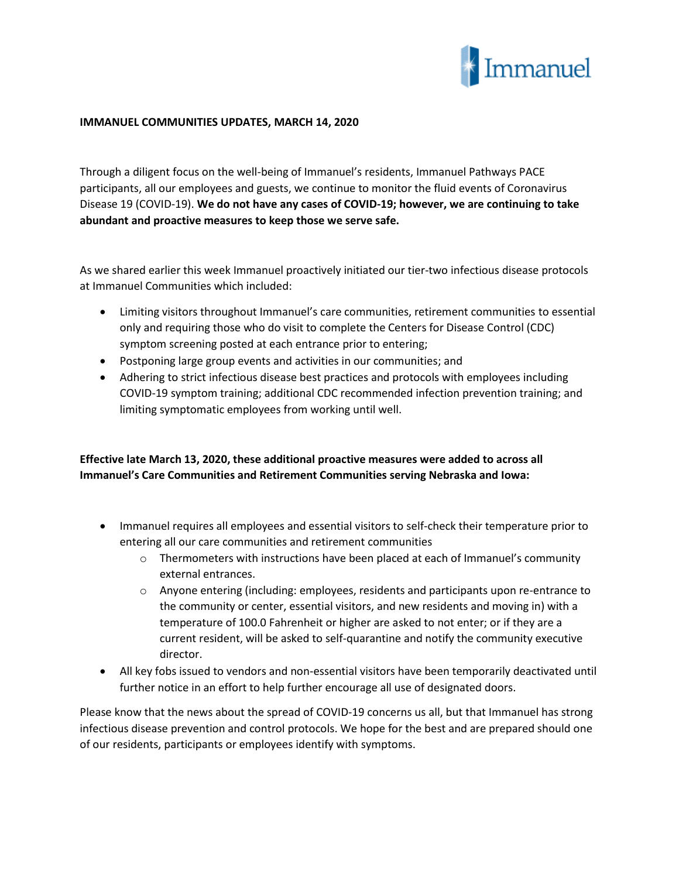**IMMANUEL COMMUNITIES UPDATES, MARCH 14, 2020**

Through a diligent focus on the well-being of Immanuel's residents, Immanuel Pathways PACE participants, all our employees and guests, we continue to monitor the fluid events of Coronavirus Disease 19 (COVID-19). **We do not have any cases of COVID-19; however, we are continuing to take abundant and proactive measures to keep those we serve safe.**

As we shared earlier this week Immanuel proactively initiated our tier-two infectious disease protocols at Immanuel Communities which included:

- Limiting visitors throughout Immanuel's care communities, retirement communities to essential only and requiring those who do visit to complete the Centers for Disease Control (CDC) symptom screening posted at each entrance prior to entering;
- Postponing large group events and activities in our communities; and
- Adhering to strict infectious disease best practices and protocols with employees including COVID-19 symptom training; additional CDC recommended infection prevention training; and limiting symptomatic employees from working until well.

**Effective late March 13, 2020, these additional proactive measures were added to across all Immanuel's Care Communities and Retirement Communities serving Nebraska and Iowa:**

- Immanuel requires all employees and essential visitors to self-check their temperature prior to entering all our care communities and retirement communities
    - Thermometers with instructions have been placed at each of Immanuel's community external entrances.
    - Anyone entering (including: employees, residents and participants upon re-entrance to the community or center, essential visitors, and new residents and moving in) with a temperature of 100.0 Fahrenheit or higher are asked to not enter; or if they are a current resident, will be asked to self-quarantine and notify the community executive director.
- All key fobs issued to vendors and non-essential visitors have been temporarily deactivated until further notice in an effort to help further encourage all use of designated doors.

Please know that the news about the spread of COVID-19 concerns us all, but that Immanuel has strong infectious disease prevention and control protocols. We hope for the best and are prepared should one of our residents, participants or employees identify with symptoms.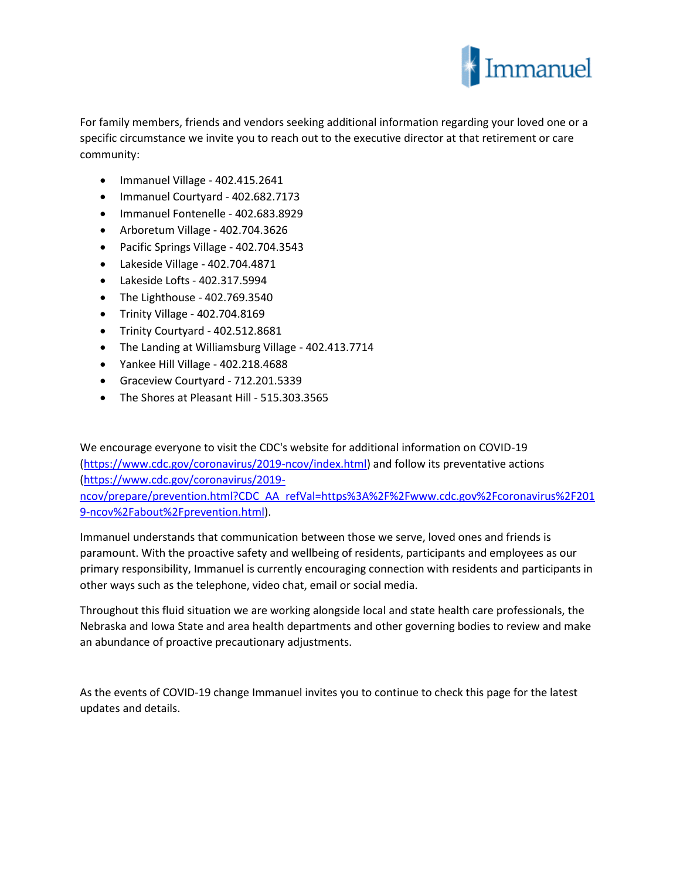For family members, friends and vendors seeking additional information regarding your loved one or a specific circumstance we invite you to reach out to the executive director at that retirement or care community:

- Immanuel Village - 402.415.2641
- Immanuel Courtyard - 402.682.7173
- Immanuel Fontenelle - 402.683.8929
- Arboretum Village - 402.704.3626
- Pacific Springs Village - 402.704.3543
- Lakeside Village - 402.704.4871
- Lakeside Lofts - 402.317.5994
- The Lighthouse - 402.769.3540
- Trinity Village - 402.704.8169
- Trinity Courtyard - 402.512.8681
- The Landing at Williamsburg Village - 402.413.7714
- Yankee Hill Village - 402.218.4688
- Graceview Courtyard - 712.201.5339
- The Shores at Pleasant Hill - 515.303.3565

We encourage everyone to visit the CDC's website for additional information on COVID-19 (https://www.cdc.gov/coronavirus/2019-ncov/index.html) and follow its preventative actions (https://www.cdc.gov/coronavirus/2019-ncov/prepare/prevention.html?CDC_AA_refVal=https%3A%2F%2Fwww.cdc.gov%2Fcoronavirus%2F2019-ncov%2Fabout%2Fprevention.html).

Immanuel understands that communication between those we serve, loved ones and friends is paramount. With the proactive safety and wellbeing of residents, participants and employees as our primary responsibility, Immanuel is currently encouraging connection with residents and participants in other ways such as the telephone, video chat, email or social media.

Throughout this fluid situation we are working alongside local and state health care professionals, the Nebraska and Iowa State and area health departments and other governing bodies to review and make an abundance of proactive precautionary adjustments.

As the events of COVID-19 change Immanuel invites you to continue to check this page for the latest updates and details.